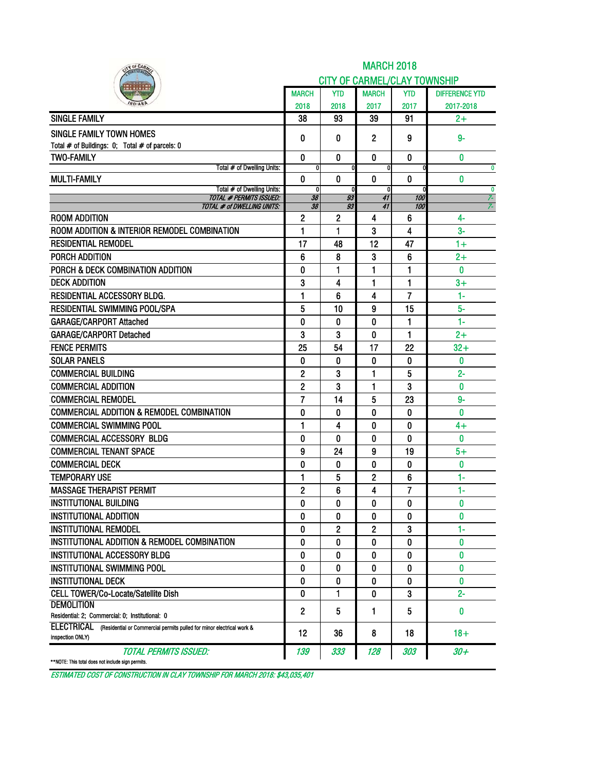# MARCH 2018

## CITY OF CARMEL/CLAY TOWNSHIP

| | MARCH 2018 | YTD 2018 | MARCH 2017 | YTD 2017 | DIFFERENCE YTD 2017-2018 |
|---|---|---|---|---|---|
| SINGLE FAMILY | 38 | 93 | 39 | 91 | 2+ |
| SINGLE FAMILY TOWN HOMES<br>Total # of Buildings: 0; Total # of parcels: 0 | 0 | 0 | 2 | 9 | 9- |
| TWO-FAMILY | 0 | 0 | 0 | 0 | 0 |
| Total # of Dwelling Units: | 0 | 0 | 0 | 0 | 0 |
| MULTI-FAMILY | 0 | 0 | 0 | 0 | 0 |
| Total # of Dwelling Units: | 0 | 0 | 0 | 0 | 0 |
| *TOTAL # PERMITS ISSUED:* | *38* | *93* | *41* | *100* | *7-* |
| *TOTAL # of DWELLING UNITS:* | *38* | *93* | *41* | *100* | *7-* |
| ROOM ADDITION | 2 | 2 | 4 | 6 | 4- |
| ROOM ADDITION & INTERIOR REMODEL COMBINATION | 1 | 1 | 3 | 4 | 3- |
| RESIDENTIAL REMODEL | 17 | 48 | 12 | 47 | 1+ |
| PORCH ADDITION | 6 | 8 | 3 | 6 | 2+ |
| PORCH & DECK COMBINATION ADDITION | 0 | 1 | 1 | 1 | 0 |
| DECK ADDITION | 3 | 4 | 1 | 1 | 3+ |
| RESIDENTIAL ACCESSORY BLDG. | 1 | 6 | 4 | 7 | 1- |
| RESIDENTIAL SWIMMING POOL/SPA | 5 | 10 | 9 | 15 | 5- |
| GARAGE/CARPORT Attached | 0 | 0 | 0 | 1 | 1- |
| GARAGE/CARPORT Detached | 3 | 3 | 0 | 1 | 2+ |
| FENCE PERMITS | 25 | 54 | 17 | 22 | 32+ |
| SOLAR PANELS | 0 | 0 | 0 | 0 | 0 |
| COMMERCIAL BUILDING | 2 | 3 | 1 | 5 | 2- |
| COMMERCIAL ADDITION | 2 | 3 | 1 | 3 | 0 |
| COMMERCIAL REMODEL | 7 | 14 | 5 | 23 | 9- |
| COMMERCIAL ADDITION & REMODEL COMBINATION | 0 | 0 | 0 | 0 | 0 |
| COMMERCIAL SWIMMING POOL | 1 | 4 | 0 | 0 | 4+ |
| COMMERCIAL ACCESSORY BLDG | 0 | 0 | 0 | 0 | 0 |
| COMMERCIAL TENANT SPACE | 9 | 24 | 9 | 19 | 5+ |
| COMMERCIAL DECK | 0 | 0 | 0 | 0 | 0 |
| TEMPORARY USE | 1 | 5 | 2 | 6 | 1- |
| MASSAGE THERAPIST PERMIT | 2 | 6 | 4 | 7 | 1- |
| INSTITUTIONAL BUILDING | 0 | 0 | 0 | 0 | 0 |
| INSTITUTIONAL ADDITION | 0 | 0 | 0 | 0 | 0 |
| INSTITUTIONAL REMODEL | 0 | 2 | 2 | 3 | 1- |
| INSTITUTIONAL ADDITION & REMODEL COMBINATION | 0 | 0 | 0 | 0 | 0 |
| INSTITUTIONAL ACCESSORY BLDG | 0 | 0 | 0 | 0 | 0 |
| INSTITUTIONAL SWIMMING POOL | 0 | 0 | 0 | 0 | 0 |
| INSTITUTIONAL DECK | 0 | 0 | 0 | 0 | 0 |
| CELL TOWER/Co-Locate/Satellite Dish | 0 | 1 | 0 | 3 | 2- |
| DEMOLITION<br>Residential: 2; Commercial: 0; Institutional: 0 | 2 | 5 | 1 | 5 | 0 |
| ELECTRICAL (Residential or Commercial permits pulled for minor electrical work & inspection ONLY) | 12 | 36 | 8 | 18 | 18+ |
| *TOTAL PERMITS ISSUED:* | *139* | *333* | *128* | *303* | *30+* |

**NOTE: This total does not include sign permits.

*ESTIMATED COST OF CONSTRUCTION IN CLAY TOWNSHIP FOR MARCH 2018: $43,035,401*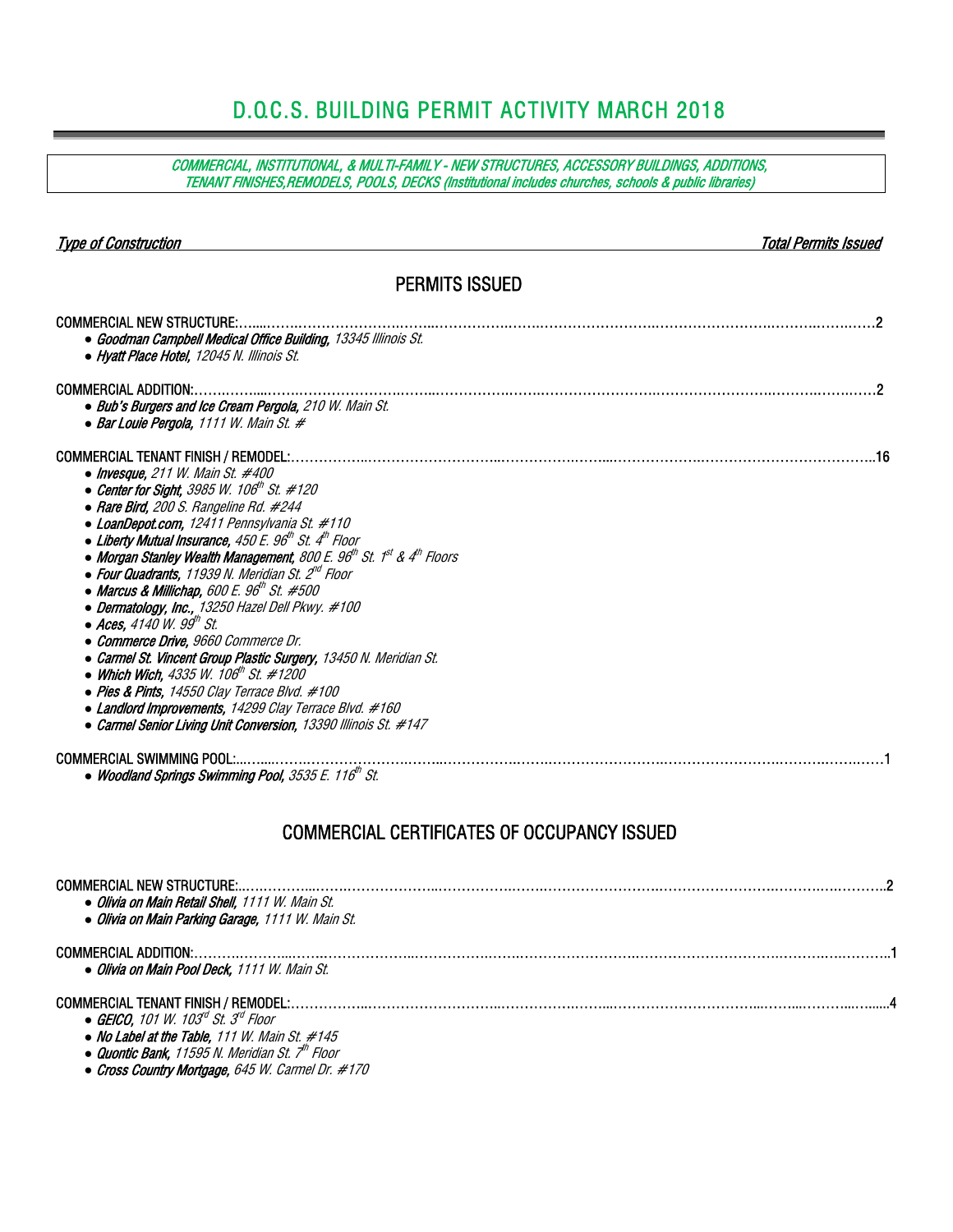# D.O.C.S. BUILDING PERMIT ACTIVITY MARCH 2018

*COMMERCIAL, INSTITUTIONAL, & MULTI-FAMILY - NEW STRUCTURES, ACCESSORY BUILDINGS, ADDITIONS, TENANT FINISHES,REMODELS, POOLS, DECKS (Institutional includes churches, schools & public libraries)*

*Type of Construction* — *Total Permits Issued*

## PERMITS ISSUED

COMMERCIAL NEW STRUCTURE: ........................................ 2

- ***Goodman Campbell Medical Office Building,*** *13345 Illinois St.*
- ***Hyatt Place Hotel,*** *12045 N. Illinois St.*

COMMERCIAL ADDITION: ........................................ 2

- ***Bub's Burgers and Ice Cream Pergola,*** *210 W. Main St.*
- ***Bar Louie Pergola,*** *1111 W. Main St. #*

COMMERCIAL TENANT FINISH / REMODEL: ........................................ 16

- ***Invesque,*** *211 W. Main St. #400*
- ***Center for Sight,*** *3985 W. 106th St. #120*
- ***Rare Bird,*** *200 S. Rangeline Rd. #244*
- ***LoanDepot.com,*** *12411 Pennsylvania St. #110*
- ***Liberty Mutual Insurance,*** *450 E. 96th St. 4th Floor*
- ***Morgan Stanley Wealth Management,*** *800 E. 96th St. 1st & 4th Floors*
- ***Four Quadrants,*** *11939 N. Meridian St. 2nd Floor*
- ***Marcus & Millichap,*** *600 E. 96th St. #500*
- ***Dermatology, Inc.,*** *13250 Hazel Dell Pkwy. #100*
- ***Aces,*** *4140 W. 99th St.*
- ***Commerce Drive,*** *9660 Commerce Dr.*
- ***Carmel St. Vincent Group Plastic Surgery,*** *13450 N. Meridian St.*
- ***Which Wich,*** *4335 W. 106th St. #1200*
- ***Pies & Pints,*** *14550 Clay Terrace Blvd. #100*
- ***Landlord Improvements,*** *14299 Clay Terrace Blvd. #160*
- ***Carmel Senior Living Unit Conversion,*** *13390 Illinois St. #147*

COMMERCIAL SWIMMING POOL: ........................................ 1

- ***Woodland Springs Swimming Pool,*** *3535 E. 116th St.*

## COMMERCIAL CERTIFICATES OF OCCUPANCY ISSUED

COMMERCIAL NEW STRUCTURE: ........................................ 2

- ***Olivia on Main Retail Shell,*** *1111 W. Main St.*
- ***Olivia on Main Parking Garage,*** *1111 W. Main St.*

COMMERCIAL ADDITION: ........................................ 1

- ***Olivia on Main Pool Deck,*** *1111 W. Main St.*

COMMERCIAL TENANT FINISH / REMODEL: ........................................ 4

- ***GEICO,*** *101 W. 103rd St. 3rd Floor*
- ***No Label at the Table,*** *111 W. Main St. #145*
- ***Quontic Bank,*** *11595 N. Meridian St. 7th Floor*
- ***Cross Country Mortgage,*** *645 W. Carmel Dr. #170*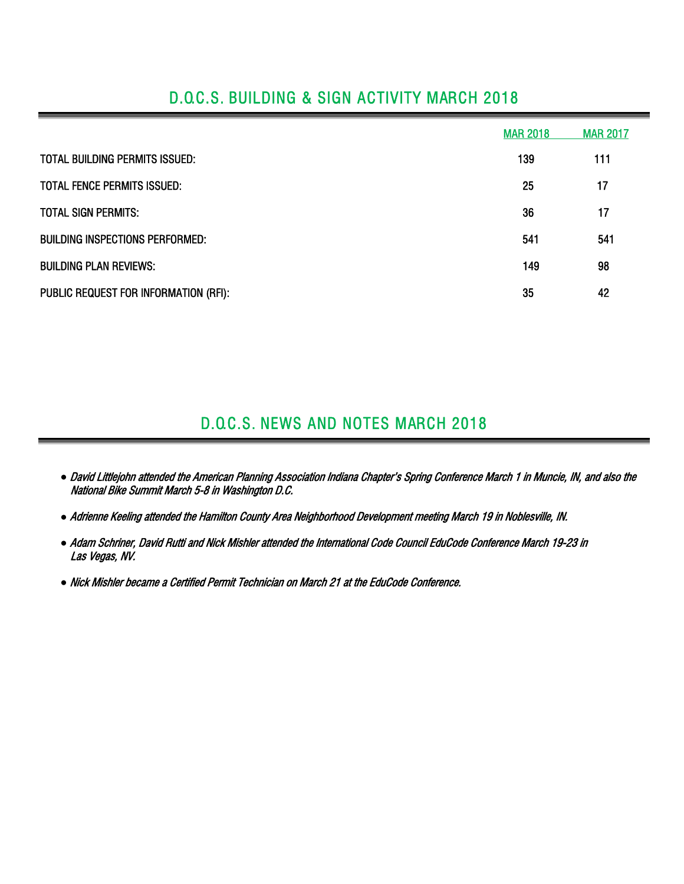## D.O.C.S. BUILDING & SIGN ACTIVITY MARCH 2018

| | MAR 2018 | MAR 2017 |
|---|---|---|
| TOTAL BUILDING PERMITS ISSUED: | 139 | 111 |
| TOTAL FENCE PERMITS ISSUED: | 25 | 17 |
| TOTAL SIGN PERMITS: | 36 | 17 |
| BUILDING INSPECTIONS PERFORMED: | 541 | 541 |
| BUILDING PLAN REVIEWS: | 149 | 98 |
| PUBLIC REQUEST FOR INFORMATION (RFI): | 35 | 42 |

## D.O.C.S. NEWS AND NOTES MARCH 2018

- *David Littlejohn attended the American Planning Association Indiana Chapter's Spring Conference March 1 in Muncie, IN, and also the National Bike Summit March 5-8 in Washington D.C.*
- *Adrienne Keeling attended the Hamilton County Area Neighborhood Development meeting March 19 in Noblesville, IN.*
- *Adam Schriner, David Rutti and Nick Mishler attended the International Code Council EduCode Conference March 19-23 in Las Vegas, NV.*
- *Nick Mishler became a Certified Permit Technician on March 21 at the EduCode Conference.*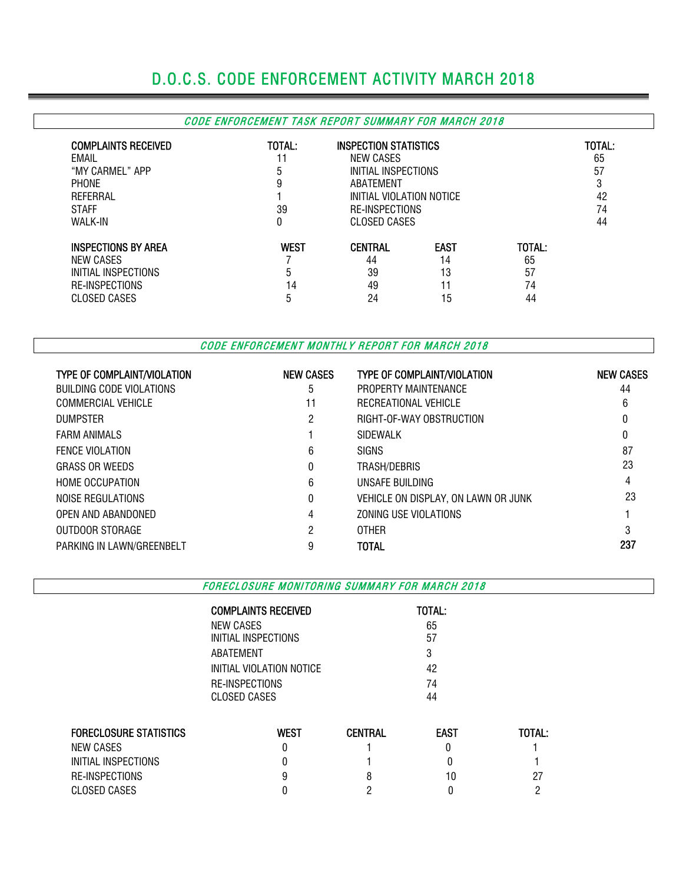# D.O.C.S. CODE ENFORCEMENT ACTIVITY MARCH 2018

## *CODE ENFORCEMENT TASK REPORT SUMMARY FOR MARCH 2018*

| COMPLAINTS RECEIVED | TOTAL: | INSPECTION STATISTICS | TOTAL: |
|---|---|---|---|
| EMAIL | 11 | NEW CASES | 65 |
| "MY CARMEL" APP | 5 | INITIAL INSPECTIONS | 57 |
| PHONE | 9 | ABATEMENT | 3 |
| REFERRAL | 1 | INITIAL VIOLATION NOTICE | 42 |
| STAFF | 39 | RE-INSPECTIONS | 74 |
| WALK-IN | 0 | CLOSED CASES | 44 |

| INSPECTIONS BY AREA | WEST | CENTRAL | EAST | TOTAL: |
|---|---|---|---|---|
| NEW CASES | 7 | 44 | 14 | 65 |
| INITIAL INSPECTIONS | 5 | 39 | 13 | 57 |
| RE-INSPECTIONS | 14 | 49 | 11 | 74 |
| CLOSED CASES | 5 | 24 | 15 | 44 |

## *CODE ENFORCEMENT MONTHLY REPORT FOR MARCH 2018*

| TYPE OF COMPLAINT/VIOLATION | NEW CASES | TYPE OF COMPLAINT/VIOLATION | NEW CASES |
|---|---|---|---|
| BUILDING CODE VIOLATIONS | 5 | PROPERTY MAINTENANCE | 44 |
| COMMERCIAL VEHICLE | 11 | RECREATIONAL VEHICLE | 6 |
| DUMPSTER | 2 | RIGHT-OF-WAY OBSTRUCTION | 0 |
| FARM ANIMALS | 1 | SIDEWALK | 0 |
| FENCE VIOLATION | 6 | SIGNS | 87 |
| GRASS OR WEEDS | 0 | TRASH/DEBRIS | 23 |
| HOME OCCUPATION | 6 | UNSAFE BUILDING | 4 |
| NOISE REGULATIONS | 0 | VEHICLE ON DISPLAY, ON LAWN OR JUNK | 23 |
| OPEN AND ABANDONED | 4 | ZONING USE VIOLATIONS | 1 |
| OUTDOOR STORAGE | 2 | OTHER | 3 |
| PARKING IN LAWN/GREENBELT | 9 | **TOTAL** | **237** |

## *FORECLOSURE MONITORING SUMMARY FOR MARCH 2018*

| COMPLAINTS RECEIVED | TOTAL: |
|---|---|
| NEW CASES | 65 |
| INITIAL INSPECTIONS | 57 |
| ABATEMENT | 3 |
| INITIAL VIOLATION NOTICE | 42 |
| RE-INSPECTIONS | 74 |
| CLOSED CASES | 44 |

| FORECLOSURE STATISTICS | WEST | CENTRAL | EAST | TOTAL: |
|---|---|---|---|---|
| NEW CASES | 0 | 1 | 0 | 1 |
| INITIAL INSPECTIONS | 0 | 1 | 0 | 1 |
| RE-INSPECTIONS | 9 | 8 | 10 | 27 |
| CLOSED CASES | 0 | 2 | 0 | 2 |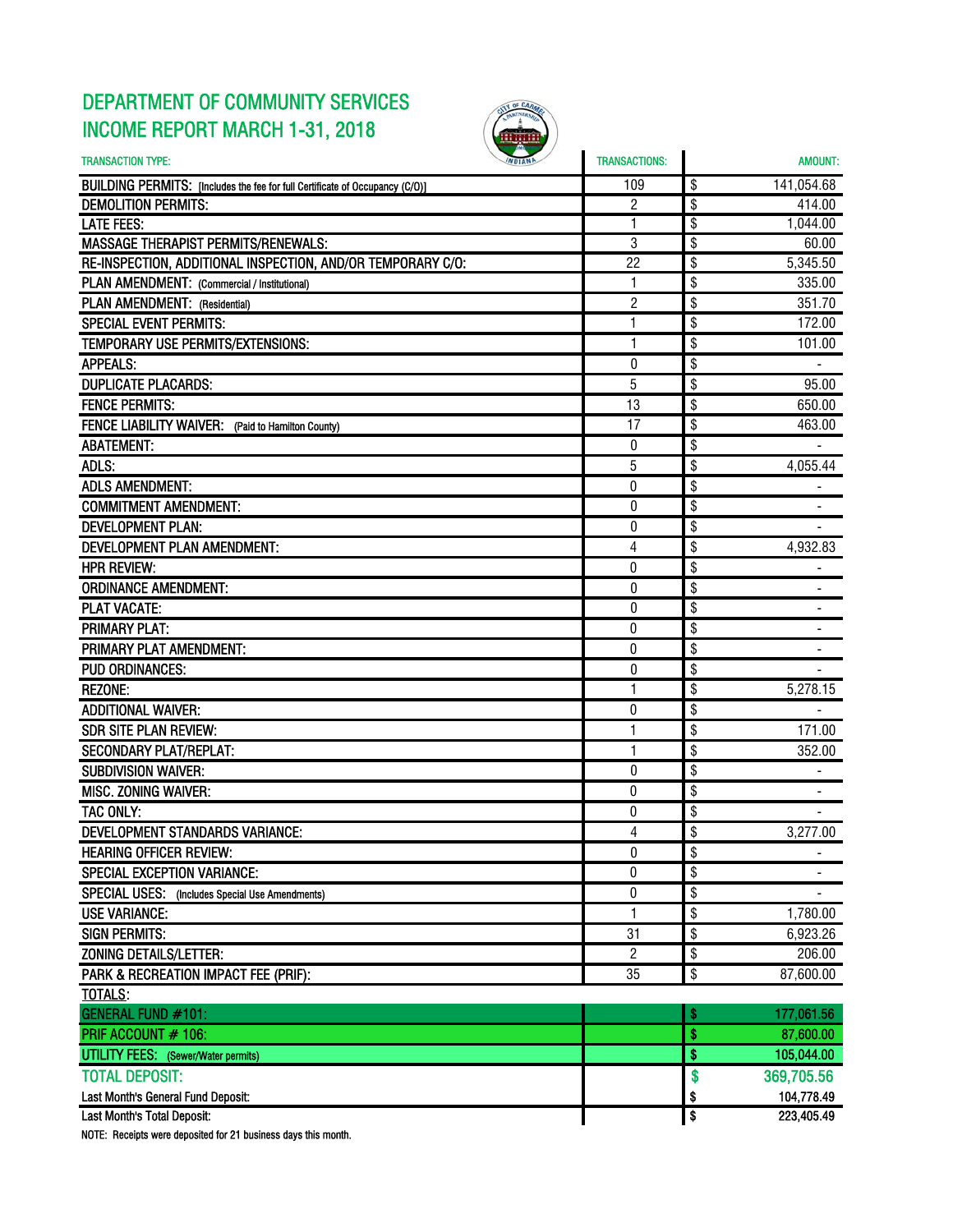# DEPARTMENT OF COMMUNITY SERVICES
## INCOME REPORT MARCH 1-31, 2018

| TRANSACTION TYPE: | TRANSACTIONS: | AMOUNT: |
|---|---|---|
| BUILDING PERMITS: [Includes the fee for full Certificate of Occupancy (C/O)] | 109 | $ 141,054.68 |
| DEMOLITION PERMITS: | 2 | $ 414.00 |
| LATE FEES: | 1 | $ 1,044.00 |
| MASSAGE THERAPIST PERMITS/RENEWALS: | 3 | $ 60.00 |
| RE-INSPECTION, ADDITIONAL INSPECTION, AND/OR TEMPORARY C/O: | 22 | $ 5,345.50 |
| PLAN AMENDMENT: (Commercial / Institutional) | 1 | $ 335.00 |
| PLAN AMENDMENT: (Residential) | 2 | $ 351.70 |
| SPECIAL EVENT PERMITS: | 1 | $ 172.00 |
| TEMPORARY USE PERMITS/EXTENSIONS: | 1 | $ 101.00 |
| APPEALS: | 0 | $ - |
| DUPLICATE PLACARDS: | 5 | $ 95.00 |
| FENCE PERMITS: | 13 | $ 650.00 |
| FENCE LIABILITY WAIVER: (Paid to Hamilton County) | 17 | $ 463.00 |
| ABATEMENT: | 0 | $ - |
| ADLS: | 5 | $ 4,055.44 |
| ADLS AMENDMENT: | 0 | $ - |
| COMMITMENT AMENDMENT: | 0 | $ - |
| DEVELOPMENT PLAN: | 0 | $ - |
| DEVELOPMENT PLAN AMENDMENT: | 4 | $ 4,932.83 |
| HPR REVIEW: | 0 | $ - |
| ORDINANCE AMENDMENT: | 0 | $ - |
| PLAT VACATE: | 0 | $ - |
| PRIMARY PLAT: | 0 | $ - |
| PRIMARY PLAT AMENDMENT: | 0 | $ - |
| PUD ORDINANCES: | 0 | $ - |
| REZONE: | 1 | $ 5,278.15 |
| ADDITIONAL WAIVER: | 0 | $ - |
| SDR SITE PLAN REVIEW: | 1 | $ 171.00 |
| SECONDARY PLAT/REPLAT: | 1 | $ 352.00 |
| SUBDIVISION WAIVER: | 0 | $ - |
| MISC. ZONING WAIVER: | 0 | $ - |
| TAC ONLY: | 0 | $ - |
| DEVELOPMENT STANDARDS VARIANCE: | 4 | $ 3,277.00 |
| HEARING OFFICER REVIEW: | 0 | $ - |
| SPECIAL EXCEPTION VARIANCE: | 0 | $ - |
| SPECIAL USES: (Includes Special Use Amendments) | 0 | $ - |
| USE VARIANCE: | 1 | $ 1,780.00 |
| SIGN PERMITS: | 31 | $ 6,923.26 |
| ZONING DETAILS/LETTER: | 2 | $ 206.00 |
| PARK & RECREATION IMPACT FEE (PRIF): | 35 | $ 87,600.00 |
| TOTALS: | | |
| GENERAL FUND #101: | | $ 177,061.56 |
| PRIF ACCOUNT # 106: | | $ 87,600.00 |
| UTILITY FEES: (Sewer/Water permits) | | $ 105,044.00 |
| TOTAL DEPOSIT: | | $ 369,705.56 |
| Last Month's General Fund Deposit: | | $ 104,778.49 |
| Last Month's Total Deposit: | | $ 223,405.49 |

NOTE: Receipts were deposited for 21 business days this month.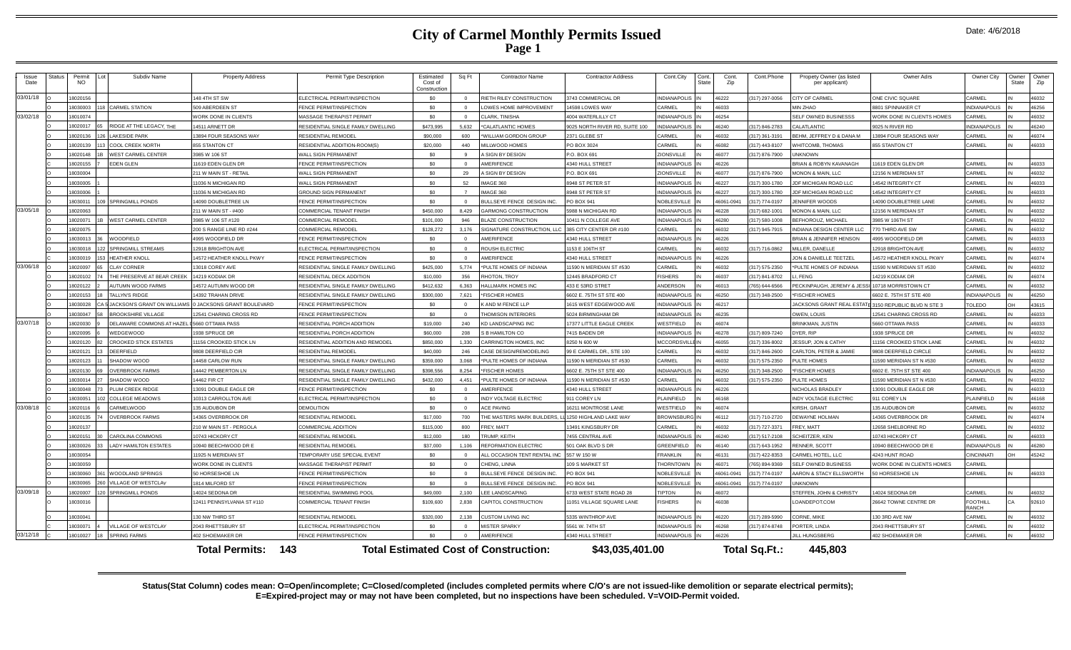# City of Carmel Monthly Permits Issued

Date: 4/6/2018

| Issue Date | Status | Permit NO | Lot | Subdiv Name | Property Address | Permit Type Description | Estimated Cost of Construction | Sq Ft | Contractor Name | Contractor Address | Cont.City | Cont. State | Cont. Zip | Cont.Phone | Propety Owner (as listed per applicant) | Owner Adrs | Owner City | Owner State | Owner Zip |
|---|---|---|---|---|---|---|---|---|---|---|---|---|---|---|---|---|---|---|---|
| 03/01/18 | O | 18020156 | | | 148 4TH ST SW | ELECTRICAL PERMIT/INSPECTION | $0 | 0 | RIETH RILEY CONSTRUCTION | 3743 COMMERCIAL DR | INDIANAPOLIS | IN | 46222 | (317) 297-0056 | CITY OF CARMEL | ONE CIVIC SQUARE | CARMEL | IN | 46032 |
| | O | 18030003 | 118 | CARMEL STATION | 509 ABERDEEN ST | FENCE PERMIT/INSPECTION | $0 | 0 | LOWES HOME IMPROVEMENT | 14598 LOWES WAY | CARMEL | IN | 46033 | | MIN ZHAO | 8801 SPINNAKER CT | INDIANAPOLIS | IN | 46256 |
| 03/02/18 | O | 18010074 | | | WORK DONE IN CLIENTS | MASSAGE THERAPIST PERMIT | $0 | 0 | CLARK, TINISHA | 4004 WATERLILLY CT | INDIANAPOLIS | IN | 46254 | | SELF OWNED BUSINESSS | WORK DONE IN CLIENTS HOMES | CARMEL | IN | 46032 |
| | O | 18020017 | 65 | RIDGE AT THE LEGACY, THE | 14511 ARNETT DR | RESIDENTIAL SINGLE FAMILY DWELLING | $473,995 | 5,632 | *CALATLANTIC HOMES | 9025 NORTH RIVER RD, SUITE 100 | INDIANAPOLIS | IN | 46240 | (317) 846-2783 | CALATLANTIC | 9025 N RIVER RD | INDIANAPOLIS | IN | 46240 |
| | O | 18020136 | 126 | LAKESIDE PARK | 13894 FOUR SEASONS WAY | RESIDENTIAL REMODEL | $90,000 | 600 | *WILLIAM GORDON GROUP | 2371 GLEBE ST | CARMEL | IN | 46032 | (317) 361-3191 | BEHM, JEFFREY D & DANA M | 13894 FOUR SEASONS WAY | CARMEL | IN | 46074 |
| | O | 18020139 | 113 | COOL CREEK NORTH | 855 STANTON CT | RESIDENTIAL ADDITION-ROOM(S) | $20,000 | 440 | MILLWOOD HOMES | PO BOX 3024 | CARMEL | IN | 46082 | (317) 443-8107 | WHITCOMB, THOMAS | 855 STANTON CT | CARMEL | IN | 46033 |
| | O | 18020148 | 1B | WEST CARMEL CENTER | 3985 W 106 ST | WALL SIGN PERMANENT | $0 | 9 | A SIGN BY DESIGN | P.O. BOX 691 | ZIONSVILLE | IN | 46077 | (317) 876-7900 | UNKNOWN | | | | |
| | C | 18020155 | 7 | EDEN GLEN | 11619 EDEN GLEN DR | FENCE PERMIT/INSPECTION | $0 | 0 | AMERIFENCE | 4340 HULL STREET | INDIANAPOLIS | IN | 46226 | | BRIAN & ROBYN KAVANAGH | 11619 EDEN GLEN DR | CARMEL | IN | 46033 |
| | O | 18030004 | | | 211 W MAIN ST - RETAIL | WALL SIGN PERMANENT | $0 | 29 | A SIGN BY DESIGN | P.O. BOX 691 | ZIONSVILLE | IN | 46077 | (317) 876-7900 | MONON & MAIN, LLC | 12156 N MERIDIAN ST | CARMEL | IN | 46032 |
| | O | 18030005 | 1 | | 11036 N MICHIGAN RD | WALL SIGN PERMANENT | $0 | 52 | IMAGE 360 | 8948 ST PETER ST | INDIANAPOLIS | IN | 46227 | (317) 300-1780 | JDF MICHIGAN ROAD LLC | 14542 INTEGRITY CT | CARMEL | IN | 46033 |
| | O | 18030006 | 1 | | 11036 N MICHIGAN RD | GROUND SIGN PERMANENT | $0 | 7 | IMAGE 360 | 8948 ST PETER ST | INDIANAPOLIS | IN | 46227 | (317) 300-1780 | JDF MICHIGAN ROAD LLC | 14542 INTEGRITY CT | CARMEL | IN | 46033 |
| | O | 18030011 | 109 | SPRINGMILL PONDS | 14090 DOUBLETREE LN | FENCE PERMIT/INSPECTION | $0 | 0 | BULLSEYE FENCE DESIGN INC. | PO BOX 941 | NOBLESVILLE | IN | 46061-0941 | (317) 774-0197 | JENNIFER WOODS | 14090 DOUBLETREE LANE | CARMEL | IN | 46032 |
| 03/05/18 | O | 18020063 | | | 211 W MAIN ST - #400 | COMMERCIAL TENANT FINISH | $450,000 | 8,429 | GARMONG CONSTRUCTION | 5988 N MICHIGAN RD | INDIANAPOLIS | IN | 46228 | (317) 682-1001 | MONON & MAIN, LLC | 12156 N MERIDIAN ST | CARMEL | IN | 46032 |
| | O | 18020071 | 1B | WEST CARMEL CENTER | 3985 W 106 ST #120 | COMMERCIAL REMODEL | $101,000 | 946 | BLAZE CONSTRUCTION | 10411 N COLLEGE AVE | INDIANAPOLIS | IN | 46280 | (317) 580-1008 | BEFHOROUZ, MICHAEL | 3985 W 106TH ST | CARMEL | IN | 46032 |
| | O | 18020075 | | | 200 S RANGE LINE RD #244 | COMMERCIAL REMODEL | $128,272 | 3,176 | SIGNATURE CONSTRUCTION, LLC | 385 CITY CENTER DR #100 | CARMEL | IN | 46032 | (317) 945-7915 | INDIANA DESIGN CENTER LLC | 770 THIRD AVE SW | CARMEL | IN | 46032 |
| | O | 18030013 | 36 | WOODFIELD | 4995 WOODFIELD DR | FENCE PERMIT/INSPECTION | $0 | 0 | AMERIFENCE | 4340 HULL STREET | INDIANAPOLIS | IN | 46226 | | BRIAN & JENNIFER HENSON | 4995 WOODFIELD DR | CARMEL | IN | 46033 |
| | O | 18030018 | 122 | SPRINGMILL STREAMS | 12918 BRIGHTON AVE | ELECTRICAL PERMIT/INSPECTION | $0 | 0 | ROUSH ELECTRIC | 1153 E 106TH ST | CARMEL | IN | 46032 | (317) 716-0862 | MILLER, DANELLE | 12918 BRIGHTON AVE | CARMEL | IN | 46032 |
| | C | 18030019 | 153 | HEATHER KNOLL | 14572 HEATHER KNOLL PKWY | FENCE PERMIT/INSPECTION | $0 | 0 | AMERIFENCE | 4340 HULL STREET | INDIANAPOLIS | IN | 46226 | | JON & DANIELLE TEETZEL | 14572 HEATHER KNOLL PKWY | CARMEL | IN | 46074 |
| 03/06/18 | O | 18020097 | 65 | CLAY CORNER | 13018 COREY AVE | RESIDENTIAL SINGLE FAMILY DWELLING | $425,000 | 5,774 | *PULTE HOMES OF INDIANA | 11590 N MERIDIAN ST #530 | CARMEL | IN | 46032 | (317) 575-2350 | *PULTE HOMES OF INDIANA | 11590 N MERIDIAN ST #530 | CARMEL | IN | 46032 |
| | O | 18020102 | 74 | THE PRESERVE AT BEAR CREEK | 14219 KODIAK DR | RESIDENTIAL DECK ADDITION | $10,000 | 356 | RHOTON, TROY | 12445 BRADFORD CT | FISHERS | IN | 46037 | (317) 841-8702 | LI, FENG | 14219 KODIAK DR | CARMEL | IN | 46074 |
| | O | 18020122 | 2 | AUTUMN WOOD FARMS | 14572 AUTUMN WOOD DR | RESIDENTIAL SINGLE FAMILY DWELLING | $412,632 | 6,363 | HALLMARK HOMES INC | 433 E 53RD STRET | ANDERSON | IN | 46013 | (765) 644-6566 | PECKINPAUGH, JEREMY & JESSI | 10718 MORRISTOWN CT | CARMEL | IN | 46032 |
| | O | 18020153 | 18 | TALLYN'S RIDGE | 14392 TRAHAN DRIVE | RESIDENTIAL SINGLE FAMILY DWELLING | $300,000 | 7,621 | *FISCHER HOMES | 6602 E. 75TH ST STE 400 | INDIANAPOLIS | IN | 46250 | (317) 348-2500 | *FISCHER HOMES | 6602 E. 75TH ST STE 400 | INDIANAPOLIS | IN | 46250 |
| | O | 18030028 | CA 5 | JACKSON'S GRANT ON WILLIAMS | 0 JACKSONS GRANT BOULEVARD | FENCE PERMIT/INSPECTION | $0 | 0 | K AND M FENCE LLP | 1615 WEST EDGEWOOD AVE | INDIANAPOLIS | IN | 46217 | | JACKSONS GRANT REAL ESTATE | 3150 REPUBLIC BLVD N STE 3 | TOLEDO | OH | 43615 |
| | O | 18030047 | 58 | BROOKSHIRE VILLAGE | 12541 CHARING CROSS RD | FENCE PERMIT/INSPECTION | $0 | 0 | THOMISON INTERIORS | 5024 BIRMINGHAM DR | INDIANAPOLIS | IN | 46235 | | OWEN, LOUIS | 12541 CHARING CROSS RD | CARMEL | IN | 46033 |
| 03/07/18 | O | 18020030 | 9 | DELAWARE COMMONS AT HAZEL D | 5660 OTTAWA PASS | RESIDENTIAL PORCH ADDITION | $19,000 | 240 | KD LANDSCAPING INC | 17377 LITTLE EAGLE CREEK | WESTFIELD | IN | 46074 | | BRINKMAN, JUSTIN | 5660 OTTAWA PASS | CARMEL | IN | 46033 |
| | O | 18020095 | 6 | WEDGEWOOD | 1938 SPRUCE DR | RESIDENTIAL PORCH ADDITION | $60,000 | 208 | S B HAMILTON CO | 7415 BADEN DR | INDIANAPOLIS | IN | 46278 | (317) 809-7240 | DYER, RIP | 1938 SPRUCE DR | CARMEL | IN | 46032 |
| | O | 18020120 | 82 | CROOKED STICK ESTATES | 11156 CROOKED STICK LN | RESIDENTIAL ADDITION AND REMODEL | $850,000 | 1,330 | CARRINGTON HOMES, INC | 8250 N 600 W | MCCORDSVILLE | IN | 46055 | (317) 336-8002 | JESSUP, JON & CATHY | 11156 CROOKED STICK LANE | CARMEL | IN | 46032 |
| | O | 18020121 | 13 | DEERFIELD | 9808 DEERFIELD CIR | RESIDENTIAL REMODEL | $40,000 | 246 | CASE DESIGN/REMODELING | 99 E CARMEL DR., STE 100 | CARMEL | IN | 46032 | (317) 846-2600 | CARLTON, PETER & JAMIE | 9808 DEERFIELD CIRCLE | CARMEL | IN | 46032 |
| | O | 18020123 | 11 | SHADOW WOOD | 14458 CARLOW RUN | RESIDENTIAL SINGLE FAMILY DWELLING | $359,000 | 3,068 | *PULTE HOMES OF INDIANA | 11590 N MERIDIAN ST #530 | CARMEL | IN | 46032 | (317) 575-2350 | PULTE HOMES | 11590 MERIDIAN ST N #530 | CARMEL | IN | 46032 |
| | O | 18020130 | 69 | OVERBROOK FARMS | 14442 PEMBERTON LN | RESIDENTIAL SINGLE FAMILY DWELLING | $398,556 | 8,254 | *FISCHER HOMES | 6602 E. 75TH ST STE 400 | INDIANAPOLIS | IN | 46250 | (317) 348-2500 | *FISCHER HOMES | 6602 E. 75TH ST STE 400 | INDIANAPOLIS | IN | 46250 |
| | O | 18030014 | 27 | SHADOW WOOD | 14462 FIR CT | RESIDENTIAL SINGLE FAMILY DWELLING | $432,000 | 4,451 | *PULTE HOMES OF INDIANA | 11590 N MERIDIAN ST #530 | CARMEL | IN | 46032 | (317) 575-2350 | PULTE HOMES | 11590 MERIDIAN ST N #530 | CARMEL | IN | 46032 |
| | O | 18030048 | 73 | PLUM CREEK RIDGE | 13091 DOUBLE EAGLE DR | FENCE PERMIT/INSPECTION | $0 | 0 | AMERIFENCE | 4340 HULL STREET | INDIANAPOLIS | IN | 46226 | | NICHOLAS BRADLEY | 13091 DOUBLE EAGLE DR | CARMEL | IN | 46033 |
| | O | 18030051 | 102 | COLLEGE MEADOWS | 10313 CARROLLTON AVE | ELECTRICAL PERMIT/INSPECTION | $0 | 0 | INDY VOLTAGE ELECTRIC | 911 COREY LN | PLAINFIELD | IN | 46168 | | INDY VOLTAGE ELECTRIC | 911 COREY LN | PLAINFIELD | IN | 46168 |
| 03/08/18 | O | 18020116 | 6 | CARMELWOOD | 135 AUDUBON DR | DEMOLITION | $0 | 0 | ACE PAVING | 16211 MONTROSE LANE | WESTFIELD | IN | 46074 | | KIRSH, GRANT | 135 AUDUBON DR | CARMEL | IN | 46032 |
| | O | 18020135 | 74 | OVERBROOK FARMS | 14365 OVERBROOK DR | RESIDENTIAL REMODEL | $17,000 | 700 | THE MASTERS MARK BUILDERS, LL | 1250 HIGHLAND LAKE WAY | BROWNSBURG | IN | 46112 | (317) 710-2720 | DEWAYNE HOLMAN | 14365 OVERBROOK DR | CARMEL | IN | 46074 |
| | O | 18020137 | | | 210 W MAIN ST - PERGOLA | COMMERCIAL ADDITION | $115,000 | 800 | FREY, MATT | 13491 KINGSBURY DR | CARMEL | IN | 46032 | (317) 727-3371 | FREY, MATT | 12658 SHELBORNE RD | CARMEL | IN | 46032 |
| | O | 18020151 | 30 | CAROLINA COMMONS | 10743 HICKORY CT | RESIDENTIAL REMODEL | $12,000 | 180 | TRUMP, KEITH | 7455 CENTRAL AVE | INDIANAPOLIS | IN | 46240 | (317) 517-2108 | SCHEITZER, KEN | 10743 HICKORY CT | CARMEL | IN | 46033 |
| | O | 18030026 | 33 | LADY HAMILTON ESTATES | 10940 BEECHWOOD DR E | RESIDENTIAL REMODEL | $37,000 | 1,106 | REFORMATION ELECTRIC | 501 OAK BLVD S DR | GREENFIELD | IN | 46140 | (317) 643-1952 | RENNER, SCOTT | 10940 BEECHWOOD DR E | INDIANAPOLIS | IN | 46280 |
| | O | 18030054 | | | 11925 N MERIDIAN ST | TEMPORARY USE SPECIAL EVENT | $0 | 0 | ALL OCCASION TENT RENTAL INC | 557 W 150 W | FRANKLIN | IN | 46131 | (317) 422-8353 | CARMEL HOTEL, LLC | 4243 HUNT ROAD | CINCINNATI | OH | 45242 |
| | O | 18030059 | | | WORK DONE IN CLIENTS | MASSAGE THERAPIST PERMIT | $0 | 0 | CHENG, LINNA | 109 S MARKET ST | THORNTOWN | IN | 46071 | (765) 894-9369 | SELF OWNED BUSINESS | WORK DONE IN CLIENTS HOMES | CARMEL | | |
| | O | 18030060 | 361 | WOODLAND SPRINGS | 50 HORSESHOE LN | FENCE PERMIT/INSPECTION | $0 | 0 | BULLSEYE FENCE DESIGN INC. | PO BOX 941 | NOBLESVILLE | IN | 46061-0941 | (317) 774-0197 | AARON & STACY ELLSWORTH | 50 HORSESHOE LN | CARMEL | IN | 46033 |
| | O | 18030065 | 260 | VILLAGE OF WESTCLAY | 1814 MILFORD ST | FENCE PERMIT/INSPECTION | $0 | 0 | BULLSEYE FENCE DESIGN INC. | PO BOX 941 | NOBLESVILLE | IN | 46061-0941 | (317) 774-0197 | UNKNOWN | | | | |
| 03/09/18 | O | 18020007 | 120 | SPRINGMILL PONDS | 14024 SEDONA DR | RESIDENTIAL SWIMMING POOL | $49,000 | 2,100 | LEE LANDSCAPING | 6733 WEST STATE ROAD 28 | TIPTON | IN | 46072 | | STEFFEN, JOHN & CHRISTY | 14024 SEDONA DR | CARMEL | IN | 46032 |
| | O | 18030016 | | | 12411 PENNSYLVANIA ST #110 | COMMERCIAL TENANT FINISH | $109,600 | 2,838 | CAPITOL CONSTRUCTION | 11051 VILLAGE SQUARE LANE | FISHERS | IN | 46038 | | LOANDEPOT.COM | 26642 TOWNE CENTRE DR | FOOTHILL RANCH | CA | 92610 |
| | O | 18030041 | | | 130 NW THIRD ST | RESIDENTIAL REMODEL | $320,000 | 2,138 | CUSTOM LIVING INC | 5335 WINTHROP AVE | INDIANAPOLIS | IN | 46220 | (317) 289-5990 | CORNE, MIKE | 130 3RD AVE NW | CARMEL | IN | 46032 |
| | C | 18030071 | 4 | VILLAGE OF WESTCLAY | 2043 RHETTSBURY ST | ELECTRICAL PERMIT/INSPECTION | $0 | 0 | MISTER SPARKY | 5561 W. 74TH ST | INDIANAPOLIS | IN | 46268 | (317) 874-8748 | PORTER, LINDA | 2043 RHETTSBURY ST | CARMEL | IN | 46032 |
| 03/12/18 | C | 18010027 | 18 | SPRING FARMS | 402 SHOEMAKER DR | FENCE PERMIT/INSPECTION | $0 | 0 | AMERIFENCE | 4340 HULL STREET | INDIANAPOLIS | IN | 46226 | | JILL HUNGSBERG | 402 SHOEMAKER DR | CARMEL | IN | 46032 |

**Total Permits: 143** **Total Estimated Cost of Construction: $43,035,401.00** **Total Sq.Ft.: 445,803**

**Status(Stat Column) codes mean: O=Open/incomplete; C=Closed/completed (includes completed permits where C/O's are not issued-like demolition or separate electrical permits); E=Expired-project may or may not have been completed, but no inspections have been scheduled. V=VOID-Permit voided.**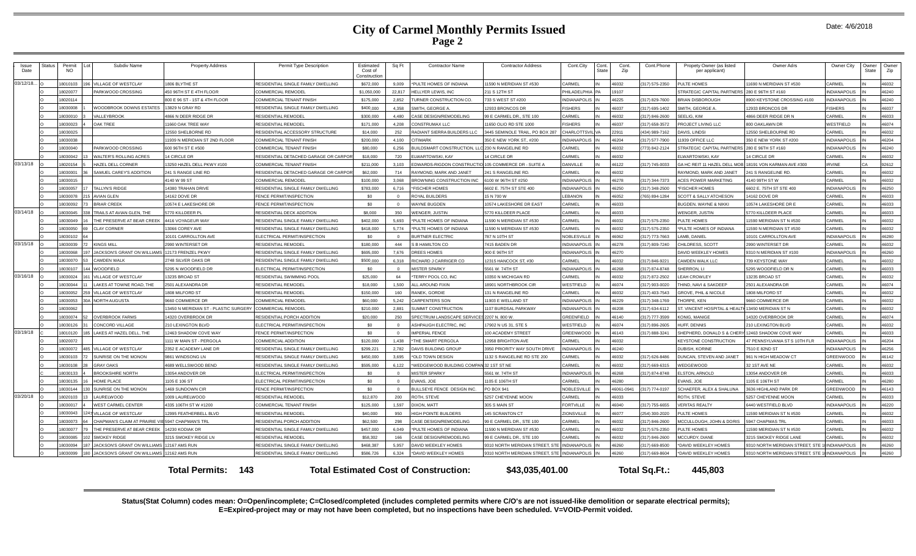# City of Carmel Monthly Permits Issued
## Page 2

Date: 4/6/2018

| Issue Date | Status | Permit NO | Lot | Subdiv Name | Property Address | Permit Type Description | Estimated Cost of Construction | Sq Ft | Contractor Name | Contractor Address | Cont.City | Cont. State | Cont. Zip | Cont.Phone | Propety Owner (as listed per applicant) | Owner Adrs | Owner City | Owner State | Owner Zip |
|---|---|---|---|---|---|---|---|---|---|---|---|---|---|---|---|---|---|---|---|
| 03/12/18... | O | 18010103 | 196 | VILLAGE OF WESTCLAY | 1806 BLYTHE ST | RESIDENTIAL SINGLE FAMILY DWELLING | $672,000 | 9,009 | *PULTE HOMES OF INDIANA | 11590 N MERIDIAN ST #530 | CARMEL | IN | 46032 | (317) 575-2350 | PULTE HOMES | 11690 N MERIDIAN ST #530 | CARMEL | IN | 46032 |
| | O | 18020077 | | PARKWOOD CROSSING | 450 96TH ST E 4TH FLOOR | COMMERCIAL REMODEL | $1,050,000 | 22,817 | HELLYER LEWIS, INC | 211 S 12TH ST | PHILADELPHIA | PA | 19107 | | STRATEGIC CAPITAL PARTNERS | 280 E 96TH ST #160 | INDIANAPOLIS | IN | 46240 |
| | O | 18020114 | | | 800 E 96 ST - 1ST & 4TH FLOOR | COMMERCIAL TENANT FINISH | $175,000 | 2,852 | TURNER CONSTRUCTION CO. | 733 S WEST ST #200 | INDIANAPOLIS | IN | 46225 | (317) 829-7600 | BRIAN DISBOROUGH | 8900 KEYSTONE CROSSING #100 | INDIANAPOLIS | IN | 46240 |
| | O | 18030008 | 1 | WOODBROOK DOWNS ESTATES | 13829 N GRAY RD | RESIDENTIAL SINGLE FAMILY DWELLING | $400,000 | 4,358 | SMITH, GEORGE A. | 12933 BRONCOS DR | FISHERS | IN | 46037 | (317) 695-1402 | SMITH, GEORGE A. | 12933 BRONCOS DR | FISHERS | IN | 46037 |
| | O | 18030010 | 3 | VALLEYBROOK | 4866 N DEER RIDGE DR | RESIDENTIAL REMODEL | $300,000 | 4,480 | CASE DESIGN/REMODELING | 99 E CARMEL DR., STE 100 | CARMEL | IN | 46032 | (317) 846-2600 | SEELIG, KIM | 4866 DEER RIDGE DR N | CARMEL | IN | 46033 |
| | O | 18030023 | 4 | OAK TREE | 11660 OAK TREE WAY | RESIDENTIAL REMODEL | $171,000 | 4,208 | CONSTRUMAX LLC | 11650 OLIO RD STE 1000 | FISHERS | IN | 46037 | (317) 658-3572 | PROJECT LIVING LLC | 800 OAKLAWN DR | WESTFIELD | IN | 46074 |
| | O | 18030025 | | | 12550 SHELBORNE RD | RESIDENTIAL ACCESSORY STRUCTURE | $14,000 | 252 | RADIANT SIERRA BUILDERS LLC | 3445 SEMINOLE TRAIL, PO BOX 287 | CHARLOTTSVIL | VA | 22911 | (434) 989-7162 | DAVIS, LINDSI | 12550 SHELBOURNE RD | CARMEL | IN | 46032 |
| | O | 18030038 | | | 11939 N MERIDIAN ST 2ND FLOOR | COMMERCIAL TENANT FINISH | $200,000 | 4,100 | CITIMARK | 350 E NEW YORK ST., #200 | INDIANAPOLIS | IN | 46204 | (317) 577-7900 | 11939 OFFICE LLC | 350 E NEW YORK ST #200 | INDIANAPOLIS | IN | 46204 |
| | O | 18030040 | | PARKWOOD CROSSING | 600 96TH ST E #500 | COMMERCIAL TENANT FINISH | $80,000 | 6,256 | BUILDSMART CONSTRUCTION, LLC | 230 N RANGELINE RD | CARMEL | IN | 46032 | (773) 842-2124 | STRATEGIC CAPITAL PARTNERS | 280 E 96TH ST #160 | INDIANAPOLIS | IN | 46240 |
| | O | 18030042 | 13 | WALTER'S ROLLING ACRES | 14 CIRCLE DR | RESIDENTIAL DETACHED GARAGE OR CARPORT | $18,000 | 720 | ELWARTOWSKI, KAY | 14 CIRCLE DR | CARMEL | IN | 46032 | | ELWARTOWSKI, KAY | 14 CIRCLE DR | CARMEL | IN | 46032 |
| 03/13/18 | O | 18020154 | 5 | HAZEL DELL CORNER | 13250 HAZEL DELL PKWY #100 | COMMERCIAL TENANT FINISH | $211,000 | 3,103 | EDWARDS-RIGDON CONSTRUCTIO | 105 COMMERCE DR - SUITE A | DANVILLE | IN | 46122 | (317) 745-0033 | GA HC REIT 11 HAZEL DELL MOB | 18191 VON KARMAN AVE #300 | IRVINE | CA | 92612 |
| | O | 18030001 | 36 | SAMUEL CAREY'S ADDITION | 241 S RANGE LINE RD | RESIDENTIAL DETACHED GARAGE OR CARPORT | $62,000 | 714 | RAYMOND, MARK AND JANET | 241 S RANGELINE RD. | CARMEL | IN | 46032 | | RAYMOND, MARK AND JANET | 241 S RANGELINE RD. | CARMEL | IN | 46032 |
| | O | 18030015 | | | 4140 W 99 ST | COMMERCIAL REMODEL | $100,000 | 3,068 | BROWNING CONSTRUCTION INC | 6100 W 96TH ST #250 | INDIANAPOLIS | IN | 46278 | (317) 344-7373 | ACES POWER MARKETING | 4140 99TH ST W | CARMEL | IN | 46032 |
| | O | 18030057 | 17 | TALLYN'S RIDGE | 14380 TRAHAN DRIVE | RESIDENTIAL SINGLE FAMILY DWELLING | $783,000 | 6,716 | *FISCHER HOMES | 6602 E. 75TH ST STE 400 | INDIANAPOLIS | IN | 46250 | (317) 348-2500 | *FISCHER HOMES | 6602 E. 75TH ST STE 400 | INDIANAPOLIS | IN | 46250 |
| | O | 18030078 | 215 | AVIAN GLEN | 14162 DOVE DR | FENCE PERMIT/INSPECTION | $0 | 0 | ROYAL BUILDERS | 15 N 700 W | LEBANON | IN | 46052 | (765) 894-1284 | SCOTT & SALLY ATCHESON | 14162 DOVE DR | CARMEL | IN | 46033 |
| | O | 18030092 | 73 | BRIAR CREEK | 10574 E LAKESHORE DR | FENCE PERMIT/INSPECTION | $0 | 0 | WAYNE BUGDEN | 10574 LAKESHORE DR EAST | CARMEL | IN | 46033 | | BUGDEN, WAYNE & NIKKI | 10574 LAKESHORE DR E | CARMEL | IN | 46033 |
| 03/14/18 | O | 18030045 | 338 | TRAILS AT AVIAN GLEN, THE | 5770 KILLDEER PL | RESIDENTIAL DECK ADDITION | $8,000 | 350 | WENGER, JUSTIN | 5770 KILLDEER PLACE | CARMEL | IN | 46033 | | WENGER, JUSTIN | 5770 KILLDEER PLACE | CARMEL | IN | 46033 |
| | O | 18030049 | 16 | THE PRESERVE AT BEAR CREEK | 4416 VOYAGEUR WAY | RESIDENTIAL SINGLE FAMILY DWELLING | $402,000 | 5,693 | *PULTE HOMES OF INDIANA | 11590 N MERIDIAN ST #530 | CARMEL | IN | 46032 | (317) 575-2350 | PULTE HOMES | 11590 MERIDIAN ST N #530 | CARMEL | IN | 46032 |
| | O | 18030050 | 69 | CLAY CORNER | 13066 COREY AVE | RESIDENTIAL SINGLE FAMILY DWELLING | $418,000 | 5,774 | *PULTE HOMES OF INDIANA | 11590 N MERIDIAN ST #530 | CARMEL | IN | 46032 | (317) 575-2350 | *PULTE HOMES OF INDIANA | 11590 N MERIDIAN ST #530 | CARMEL | IN | 46032 |
| | O | 18030102 | 64 | | 10101 CARROLLTON AVE | ELECTRICAL PERMIT/INSPECTION | $0 | 0 | BURTNER ELECTRIC | 787 N 10TH ST | NOBLESVILLE | IN | 46062 | (317) 773-7663 | LAMB, DANIEL | 10101 CARROLLTON AVE | INDIANAPOLIS | IN | 46280 |
| 03/15/18 | O | 18030039 | 72 | KINGS MILL | 2990 WINTERSET DR | RESIDENTIAL REMODEL | $180,000 | 444 | S B HAMILTON CO | 7415 BADEN DR | INDIANAPOLIS | IN | 46278 | (317) 809-7240 | CHILDRESS, SCOTT | 2990 WINTERSET DR | CARMEL | IN | 46032 |
| | O | 18030068 | 197 | JACKSON'S GRANT ON WILLIAMS | 12173 FRENZEL PKWY | RESIDENTIAL SINGLE FAMILY DWELLING | $695,000 | 7,676 | DREES HOMES | 900 E 96TH ST | INDIANAPOLIS | IN | 46270 | | DAVID WEEKLEY HOMES | 9310 N MERIDIAN ST #100 | INDIANAPOLIS | IN | 46260 |
| | O | 18030070 | 53 | CAMDEN WALK | 2748 SILVER OAKS DR | RESIDENTIAL SINGLE FAMILY DWELLING | $500,000 | 6,318 | RICHARD J CARRIGER CO | 12315 HANCOCK ST, #30 | CARMEL | IN | 46032 | (317) 846-9221 | CAMDEN WALK LLC | 739 KEYSTONE WAY | CARMEL | IN | 46032 |
| | O | 18030107 | 144 | WOODFIELD | 5295 N WOODFIELD DR | ELECTRICAL PERMIT/INSPECTION | $0 | 0 | MISTER SPARKY | 5561 W. 74TH ST | INDIANAPOLIS | IN | 46268 | (317) 874-8748 | SHERRON, LI | 5295 WOODFIELD DR N | CARMEL | IN | 46033 |
| 03/16/18 | O | 18030024 | 161 | VILLAGE OF WESTCLAY | 13235 BROAD ST | RESIDENTIAL SWIMMING POOL | $25,000 | 64 | *TERRY POOL CO, INC | 10350 N MICHIGAN RD | CARMEL | IN | 46032 | (317) 872-2502 | LEAH CROWLEY | 13235 BROAD ST | CARMEL | IN | 46032 |
| | O | 18030044 | 11 | LAKES AT TOWNE ROAD, THE | 2501 ALEXANDRA DR | RESIDENTIAL REMODEL | $18,000 | 1,500 | ALL AROUND FIXIN | 18901 NORTHBROOK CIR | WESTFIELD | IN | 46074 | (317) 903-0020 | THIND, NAVI & SAKDEEP | 2501 ALEXANDRA DR | CARMEL | IN | 46074 |
| | O | 18030052 | 259 | VILLAGE OF WESTCLAY | 1808 MILFORD ST | RESIDENTIAL REMODEL | $150,000 | 160 | RANEK, GORDIE | 131 N RANGELINE RD | CARMEL | IN | 46032 | (317) 403-7543 | GROVE, PHIL & NICOLE | 1808 MILFORD ST | CARMEL | IN | 46032 |
| | O | 18030053 | 30A | NORTH AUGUSTA | 9660 COMMERCE DR | COMMERCIAL REMODEL | $60,000 | 5,242 | CARPENTERS SON | 11903 E WELLAND ST | INDIANAPOLIS | IN | 46229 | (317) 348-1769 | THORPE, KEN | 9660 COMMERCE DR | CARMEL | IN | 46032 |
| | O | 18030062 | | | 13450 N MERIDIAN ST - PLASTIC SURGERY | COMMERCIAL REMODEL | $210,000 | 2,881 | SUMMIT CONSTRUCTION | 1107 BURDSAL PARKWAY | INDIANAPOLIS | IN | 46208 | (317) 634-6112 | ST. VINCENT HOSPITAL & HEALTH | 13450 MERIDIAN ST N | CARMEL | IN | 46032 |
| | O | 18030074 | 52 | OVERBROOK FARMS | 14320 OVERBROOK DR | RESIDENTIAL PORCH ADDITION | $20,000 | 250 | SPECTRUM LANDSCAPE SERVICES | 2207 N. 800 W. | GREENFIELD | IN | 46140 | (317) 777-3599 | KONIG, MANIGE | 14320 OVERBROOK DR | CARMEL | IN | 46074 |
| | O | 18030126 | 31 | CONCORD VILLAGE | 210 LEXINGTON BLVD | ELECTRICAL PERMIT/INSPECTION | $0 | 0 | ASHPAUGH ELECTRIC, INC | 17902 N US 31, STE 5 | WESTFIELD | IN | 46074 | (317) 896-2605 | HUFF, DENNIS | 210 LEXINGTON BLVD | CARMEL | IN | 46032 |
| 03/19/18 | C | 18010120 | 185 | LAKES AT HAZEL DELL, THE | 12463 SHADOW COVE WAY | FENCE PERMIT/INSPECTION | $0 | 0 | IMPERIAL FENCE | 100 ACADEMY STREET | GREENWOOD | IN | 46143 | (317) 888-3241 | SHEPHERD, DONALD S & CHERYL | 12463 SHADOW COVE WAY | CARMEL | IN | 46033 |
| | O | 18020072 | | | 1111 W MAIN ST - PERGOLA | COMMERCIAL ADDITION | $120,000 | 1,438 | *THE SMART PERGOLA | 12958 BRIGHTON AVE | CARMEL | IN | 46032 | | KEYSTONE CONSTRUCTION | 47 PENNSYLVANIA ST S 10TH FLR | INDIANAPOLIS | IN | 46204 |
| | O | 18030072 | 485 | VILLAGE OF WESTCLAY | 2352 E ACADEMY LANE DR | RESIDENTIAL SINGLE FAMILY DWELLING | $299,221 | 2,782 | DAVIS BUILDING GROUP | 3950 PRIORITY WAY SOUTH DRIVE | INDIANAPOLIS | IN | 46240 | | DUBISH, KORINE | 7510 E 82ND ST | INDIANAPOLIS | IN | 46256 |
| | O | 18030103 | 72 | SUNRISE ON THE MONON | 9861 WINDSONG LN | RESIDENTIAL SINGLE FAMILY DWELLING | $450,000 | 3,695 | *OLD TOWN DESIGN | 1132 S RANGELINE RD STE 200 | CARMEL | IN | 46032 | (317) 626-8486 | DUNCAN, STEVEN AND JANET | 961 N HIGH MEADOW CT | GREENWOOD | IN | 46142 |
| | O | 18030108 | 28 | GRAY OAKS | 4689 WELLSWOOD BEND | RESIDENTIAL SINGLE FAMILY DWELLING | $595,000 | 6,122 | *WEDGEWOOD BUILDING COMPANY | 32 1ST ST NE | CARMEL | IN | 46032 | (317) 669-6315 | WEDGEWOOD | 32 1ST AVE NE | CARMEL | IN | 46032 |
| | C | 18030133 | 4 | BROOKSHIRE NORTH | 13054 ANDOVER DR | ELECTRICAL PERMIT/INSPECTION | $0 | 0 | MISTER SPARKY | 5561 W. 74TH ST | INDIANAPOLIS | IN | 46268 | (317) 874-8748 | ELSTON, ARNOLD | 13054 ANDOVER DR | CARMEL | IN | 46033 |
| | O | 18030135 | 16 | HOME PLACE | 1105 E 106 ST | ELECTRICAL PERMIT/INSPECTION | $0 | 0 | EVANS, JOE | 1105 E 106TH ST | CARMEL | IN | 46280 | | EVANS, JOE | 1105 E 106TH ST | CARMEL | IN | 46280 |
| | O | 18030144 | 130 | SUNRISE ON THE MONON | 1469 SUNDOWN CIR | FENCE PERMIT/INSPECTION | $0 | 0 | BULLSEYE FENCE DESIGN INC. | PO BOX 941 | NOBLESVILLE | IN | 46061-0941 | (317) 774-0197 | SCHAEFER, ALEX & SHALUNA | 3636 HIGHLAND PARK DR | GREENWOOD | IN | 46143 |
| 03/20/18 | O | 18020103 | 13 | LAURELWOOD | 1009 LAURELWOOD | RESIDENTIAL REMODEL | $12,870 | 200 | ROTH, STEVE | 5257 CHEYENNE MOON | CARMEL | IN | 46033 | | ROTH, STEVE | 5257 CHEYENNE MOON | CARMEL | IN | 46033 |
| | O | 18030017 | 4 | WEST CARMEL CENTER | 4335 106TH ST W #1200 | COMMERCIAL TENANT FINISH | $125,000 | 1,597 | DIXON, MATT | 305 S MAIN ST | FORTVILLE | IN | 46040 | (317) 755-6655 | VERITAS REALTY | 6440 WESTFIELD BLVD | INDIANAPOLIS | IN | 46220 |
| | O | 18030043 | 1247 | VILLAGE OF WESTCLAY | 12995 FEATHERBELL BLVD | RESIDENTIAL REMODEL | $40,000 | 950 | HIGH POINTE BUILDERS | 145 SCRANTON CT | ZIONSVILLE | IN | 46077 | (254) 300-2020 | PULTE HOMES | 11590 MERIDIAN ST N #530 | CARMEL | IN | 46032 |
| | O | 18030073 | 64 | CHAPMAN'S CLAIM AT PRAIRIE VIE | 5947 CHAPMAN'S TRL | RESIDENTIAL PORCH ADDITION | $62,500 | 298 | CASE DESIGN/REMODELING | 99 E CARMEL DR., STE 100 | CARMEL | IN | 46032 | (317) 846-2600 | MCCULLOUGH, JOHN & DORIS | 5947 CHAPMAS TRL | CARMEL | IN | 46033 |
| | O | 18030077 | 79 | THE PRESERVE AT BEAR CREEK | 14230 KODIAK DR | RESIDENTIAL SINGLE FAMILY DWELLING | $457,000 | 6,049 | *PULTE HOMES OF INDIANA | 11590 N MERIDIAN ST #530 | CARMEL | IN | 46032 | (317) 575-2350 | PULTE HOMES | 11590 MERIDIAN ST N #530 | CARMEL | IN | 46032 |
| | O | 18030085 | 102 | SMOKEY RIDGE | 3215 SMOKEY RIDGE LN | RESIDENTIAL REMODEL | $58,302 | 166 | CASE DESIGN/REMODELING | 99 E CARMEL DR., STE 100 | CARMEL | IN | 46032 | (317) 846-2600 | MCCURDY, DIANE | 3215 SMOKEY RIDGE LANE | CARMEL | IN | 46032 |
| | O | 18030094 | 187 | JACKSON'S GRANT ON WILLIAMS | 12167 AMS RUN | RESIDENTIAL SINGLE FAMILY DWELLING | $468,387 | 5,957 | DAVID WEEKLEY HOMES | 9310 NORTH MERIDIAN STREET, STE | INDIANAPOLIS | IN | 46260 | (317) 669-8500 | *DAVID WEEKLEY HOMES | 9310 NORTH MERIDIAN STREET, STE 1 | INDIANAPOLIS | IN | 46260 |
| | O | 18030099 | 180 | JACKSON'S GRANT ON WILLIAMS | 12162 AMS RUN | RESIDENTIAL SINGLE FAMILY DWELLING | $586,726 | 6,324 | *DAVID WEEKLEY HOMES | 9310 NORTH MERIDIAN STREET, STE | INDIANAPOLIS | IN | 46260 | (317) 669-8604 | *DAVID WEEKLEY HOMES | 9310 NORTH MERIDIAN STREET, STE 1 | INDIANAPOLIS | IN | 46260 |

**Total Permits: 143** **Total Estimated Cost of Construction: $43,035,401.00** **Total Sq.Ft.: 445,803**

**Status(Stat Column) codes mean: O=Open/incomplete; C=Closed/completed (includes completed permits where C/O's are not issued-like demolition or separate electrical permits); E=Expired-project may or may not have been completed, but no inspections have been scheduled. V=VOID-Permit voided.**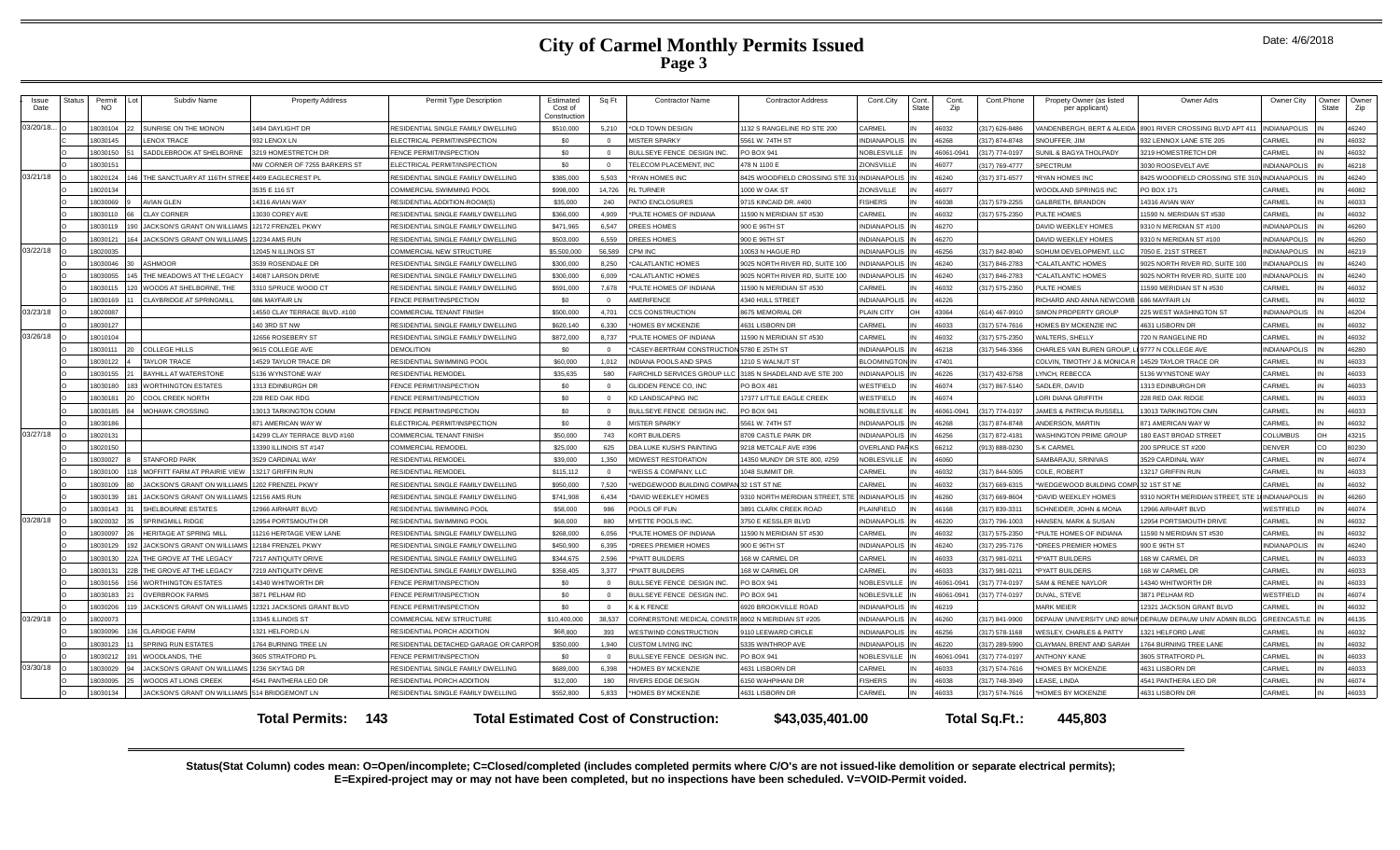# City of Carmel Monthly Permits Issued

## Page 3

Date: 4/6/2018

| Issue Date | Status | Permit NO | Lot | Subdiv Name | Property Address | Permit Type Description | Estimated Cost of Construction | Sq Ft | Contractor Name | Contractor Address | Cont.City | Cont. State | Cont. Zip | Cont.Phone | Propety Owner (as listed per applicant) | Owner Adrs | Owner City | Owner State | Owner Zip |
|---|---|---|---|---|---|---|---|---|---|---|---|---|---|---|---|---|---|---|---|
| 03/20/18... | O | 18030104 | 22 | SUNRISE ON THE MONON | 1494 DAYLIGHT DR | RESIDENTIAL SINGLE FAMILY DWELLING | $510,000 | 5,210 | *OLD TOWN DESIGN | 1132 S RANGELINE RD STE 200 | CARMEL | IN | 46032 | (317) 626-8486 | VANDENBERGH, BERT & ALEIDA | 8901 RIVER CROSSING BLVD APT 411 | INDIANAPOLIS | IN | 46240 |
| | C | 18030145 | | LENOX TRACE | 932 LENOX LN | ELECTRICAL PERMIT/INSPECTION | $0 | 0 | MISTER SPARKY | 5561 W. 74TH ST | INDIANAPOLIS | IN | 46268 | (317) 874-8748 | SNOUFFER, JIM | 932 LENNOX LANE STE 205 | CARMEL | IN | 46032 |
| | O | 18030150 | 51 | SADDLEBROOK AT SHELBORNE | 3219 HOMESTRETCH DR | FENCE PERMIT/INSPECTION | $0 | 0 | BULLSEYE FENCE DESIGN INC. | PO BOX 941 | NOBLESVILLE | IN | 46061-0941 | (317) 774-0197 | SUNIL & BAGYA THOLPADY | 3219 HOMESTRETCH DR | CARMEL | IN | 46032 |
| | O | 18030151 | | | NW CORNER OF 7255 BARKERS ST | ELECTRICAL PERMIT/INSPECTION | $0 | 0 | TELECOM PLACEMENT, INC | 478 N 1100 E | ZIONSVILLE | IN | 46077 | (317) 769-4777 | SPECTRUM | 3030 ROOSEVELT AVE | INDIANAPOLIS | IN | 46218 |
| 03/21/18 | O | 18020124 | 146 | THE SANCTUARY AT 116TH STREET | 4409 EAGLECREST PL | RESIDENTIAL SINGLE FAMILY DWELLING | $385,000 | 5,503 | *RYAN HOMES INC | 8425 WOODFIELD CROSSING STE 310 | INDIANAPOLIS | IN | 46240 | (317) 371-6577 | *RYAN HOMES INC | 8425 WOODFIELD CROSSING STE 310 | INDIANAPOLIS | IN | 46240 |
| | O | 18020134 | | | 3535 E 116 ST | COMMERCIAL SWIMMING POOL | $998,000 | 14,726 | RL TURNER | 1000 W OAK ST | ZIONSVILLE | IN | 46077 | | WOODLAND SPRINGS INC | PO BOX 171 | CARMEL | IN | 46082 |
| | O | 18030069 | 9 | AVIAN GLEN | 14316 AVIAN WAY | RESIDENTIAL ADDITION-ROOM(S) | $35,000 | 240 | PATIO ENCLOSURES | 9715 KINCAID DR. #400 | FISHERS | IN | 46038 | (317) 579-2255 | GALBREATH, BRANDON | 14316 AVIAN WAY | CARMEL | IN | 46033 |
| | O | 18030110 | 66 | CLAY CORNER | 13030 COREY AVE | RESIDENTIAL SINGLE FAMILY DWELLING | $366,000 | 4,909 | *PULTE HOMES OF INDIANA | 11590 N MERIDIAN ST #530 | CARMEL | IN | 46032 | (317) 575-2350 | PULTE HOMES | 11590 N. MERIDIAN ST #530 | CARMEL | IN | 46032 |
| | O | 18030119 | 190 | JACKSON'S GRANT ON WILLIAMS | 12172 FRENZEL PKWY | RESIDENTIAL SINGLE FAMILY DWELLING | $471,965 | 6,547 | DREES HOMES | 900 E 96TH ST | INDIANAPOLIS | IN | 46270 | | DAVID WEEKLEY HOMES | 9310 N MERIDIAN ST #100 | INDIANAPOLIS | IN | 46260 |
| | O | 18030121 | 164 | JACKSON'S GRANT ON WILLIAMS | 12234 AMS RUN | RESIDENTIAL SINGLE FAMILY DWELLING | $503,000 | 6,559 | DREES HOMES | 900 E 96TH ST | INDIANAPOLIS | IN | 46270 | | DAVID WEEKLEY HOMES | 9310 N MERIDIAN ST #100 | INDIANAPOLIS | IN | 46260 |
| 03/22/18 | O | 18020035 | | | 12045 N ILLINOIS ST | COMMERCIAL NEW STRUCTURE | $5,500,000 | 56,589 | CPM INC | 10053 N HAGUE RD | INDIANAPOLIS | IN | 46256 | (317) 842-8040 | SOHUM DEVELOPMENT, LLC | 7050 E. 21ST STREET | INDIANAPOLIS | IN | 46219 |
| | O | 18030046 | 30 | ASHMOOR | 3539 ROSENDALE DR | RESIDENTIAL SINGLE FAMILY DWELLING | $300,000 | 8,250 | *CALATLANTIC HOMES | 9025 NORTH RIVER RD, SUITE 100 | INDIANAPOLIS | IN | 46240 | (317) 846-2783 | *CALATLANTIC HOMES | 9025 NORTH RIVER RD, SUITE 100 | INDIANAPOLIS | IN | 46240 |
| | O | 18030055 | 145 | THE MEADOWS AT THE LEGACY | 14087 LARSON DRIVE | RESIDENTIAL SINGLE FAMILY DWELLING | $300,000 | 6,009 | *CALATLANTIC HOMES | 9025 NORTH RIVER RD, SUITE 100 | INDIANAPOLIS | IN | 46240 | (317) 846-2783 | *CALATLANTIC HOMES | 9025 NORTH RIVER RD, SUITE 100 | INDIANAPOLIS | IN | 46240 |
| | O | 18030115 | 120 | WOODS AT SHELBORNE, THE | 3310 SPRUCE WOOD CT | RESIDENTIAL SINGLE FAMILY DWELLING | $591,000 | 7,678 | *PULTE HOMES OF INDIANA | 11590 N MERIDIAN ST #530 | CARMEL | IN | 46032 | (317) 575-2350 | PULTE HOMES | 11590 MERIDIAN ST N #530 | CARMEL | IN | 46032 |
| | O | 18030169 | 11 | CLAYBRIDGE AT SPRINGMILL | 686 MAYFAIR LN | FENCE PERMIT/INSPECTION | $0 | 0 | AMERIFENCE | 4340 HULL STREET | INDIANAPOLIS | IN | 46226 | | RICHARD AND ANNA NEWCOMB | 686 MAYFAIR LN | CARMEL | IN | 46032 |
| 03/23/18 | O | 18020087 | | | 14550 CLAY TERRACE BLVD. #100 | COMMERCIAL TENANT FINISH | $500,000 | 4,701 | CCS CONSTRUCTION | 8675 MEMORIAL DR | PLAIN CITY | OH | 43064 | (614) 467-9910 | SIMON PROPERTY GROUP | 225 WEST WASHINGTON ST | INDIANAPOLIS | IN | 46204 |
| | O | 18030127 | | | 140 3RD ST NW | RESIDENTIAL SINGLE FAMILY DWELLING | $620,140 | 6,330 | *HOMES BY MCKENZIE | 4631 LISBORN DR | CARMEL | IN | 46033 | (317) 574-7616 | HOMES BY MCKENZIE INC | 4631 LISBORN DR | CARMEL | IN | 46032 |
| 03/26/18 | O | 18010104 | | | 12656 ROSEBERY ST | RESIDENTIAL SINGLE FAMILY DWELLING | $872,000 | 8,737 | *PULTE HOMES OF INDIANA | 11590 N MERIDIAN ST #530 | CARMEL | IN | 46032 | (317) 575-2350 | WALTERS, SHELLY | 720 N RANGELINE RD | CARMEL | IN | 46032 |
| | O | 18030111 | 20 | COLLEGE HILLS | 9615 COLLEGE AVE | DEMOLITION | $0 | 0 | *CASEY-BERTRAM CONSTRUCTION | 5780 E 25TH ST | INDIANAPOLIS | IN | 46218 | (317) 546-3366 | CHARLES VAN BUREN GROUP, LL | 9777 N COLLEGE AVE | INDIANAPOLIS | IN | 46280 |
| | O | 18030122 | 4 | TAYLOR TRACE | 14529 TAYLOR TRACE DR | RESIDENTIAL SWIMMING POOL | $60,000 | 1,012 | INDIANA POOLS AND SPAS | 1210 S WALNUT ST | BLOOMINGTON | IN | 47401 | | COLVIN, TIMOTHY J & MONICA R | 14529 TAYLOR TRACE DR | CARMEL | IN | 46033 |
| | O | 18030155 | 21 | BAYHILL AT WATERSTONE | 5136 WYNSTONE WAY | RESIDENTIAL REMODEL | $35,635 | 580 | FAIRCHILD SERVICES GROUP LLC | 3185 N SHADELAND AVE STE 200 | INDIANAPOLIS | IN | 46226 | (317) 432-6758 | LYNCH, REBECCA | 5136 WYNSTONE WAY | CARMEL | IN | 46033 |
| | O | 18030180 | 183 | WORTHINGTON ESTATES | 1313 EDINBURGH DR | FENCE PERMIT/INSPECTION | $0 | 0 | GLIDDEN FENCE CO, INC | PO BOX 481 | WESTFIELD | IN | 46074 | (317) 867-5140 | SADLER, DAVID | 1313 EDINBURGH DR | CARMEL | IN | 46033 |
| | O | 18030181 | 20 | COOL CREEK NORTH | 228 RED OAK RDG | FENCE PERMIT/INSPECTION | $0 | 0 | KD LANDSCAPING INC | 17377 LITTLE EAGLE CREEK | WESTFIELD | IN | 46074 | | LORI DIANA GRIFFITH | 228 RED OAK RIDGE | CARMEL | IN | 46033 |
| | O | 18030185 | 84 | MOHAWK CROSSING | 13013 TARKINGTON COMM | FENCE PERMIT/INSPECTION | $0 | 0 | BULLSEYE FENCE DESIGN INC. | PO BOX 941 | NOBLESVILLE | IN | 46061-0941 | (317) 774-0197 | JAMES & PATRICIA RUSSELL | 13013 TARKINGTON CMN | CARMEL | IN | 46033 |
| | O | 18030186 | | | 871 AMERICAN WAY W | ELECTRICAL PERMIT/INSPECTION | $0 | 0 | MISTER SPARKY | 5561 W. 74TH ST | INDIANAPOLIS | IN | 46268 | (317) 874-8748 | ANDERSON, MARTIN | 871 AMERICAN WAY W | CARMEL | IN | 46032 |
| 03/27/18 | O | 18020131 | | | 14299 CLAY TERRACE BLVD #160 | COMMERCIAL TENANT FINISH | $50,000 | 743 | KORT BUILDERS | 8709 CASTLE PARK DR | INDIANAPOLIS | IN | 46256 | (317) 872-4181 | WASHINGTON PRIME GROUP | 180 EAST BROAD STREET | COLUMBUS | OH | 43215 |
| | O | 18020150 | | | 13390 ILLINOIS ST #147 | COMMERCIAL REMODEL | $25,000 | 625 | DBA LUKE KUSH'S PAINTING | 9218 METCALF AVE #396 | OVERLAND PARK | KS | 66212 | (913) 888-0230 | S-K CARMEL | 200 SPRUCE ST #200 | DENVER | CO | 80230 |
| | O | 18030027 | 8 | STANFORD PARK | 3529 CARDINAL WAY | RESIDENTIAL REMODEL | $39,000 | 1,350 | MIDWEST RESTORATION | 14350 MUNDY DR STE 800, #259 | NOBLESVILLE | IN | 46060 | | SAMBARAJU, SRINIVAS | 3529 CARDINAL WAY | CARMEL | IN | 46074 |
| | O | 18030100 | 118 | MOFFITT FARM AT PRAIRIE VIEW | 13217 GRIFFIN RUN | RESIDENTIAL REMODEL | $115,112 | 0 | *WEISS & COMPANY, LLC | 1048 SUMMIT DR. | CARMEL | IN | 46032 | (317) 844-5095 | COLE, ROBERT | 13217 GRIFFIN RUN | CARMEL | IN | 46033 |
| | O | 18030109 | 80 | JACKSON'S GRANT ON WILLIAMS | 1202 FRENZEL PKWY | RESIDENTIAL SINGLE FAMILY DWELLING | $950,000 | 7,520 | *WEDGEWOOD BUILDING COMPANY | 32 1ST ST NE | CARMEL | IN | 46032 | (317) 669-6315 | *WEDGEWOOD BUILDING COMP. | 32 1ST ST NE | CARMEL | IN | 46032 |
| | O | 18030139 | 181 | JACKSON'S GRANT ON WILLIAMS | 12156 AMS RUN | RESIDENTIAL SINGLE FAMILY DWELLING | $741,908 | 6,434 | *DAVID WEEKLEY HOMES | 9310 NORTH MERIDIAN STREET, STE 1 | INDIANAPOLIS | IN | 46260 | (317) 669-8604 | *DAVID WEEKLEY HOMES | 9310 NORTH MERIDIAN STREET, STE 1 | INDIANAPOLIS | IN | 46260 |
| | O | 18030143 | 31 | SHELBOURNE ESTATES | 12966 AIRHART BLVD | RESIDENTIAL SWIMMING POOL | $58,000 | 986 | POOLS OF FUN | 3891 CLARK CREEK ROAD | PLAINFIELD | IN | 46168 | (317) 839-3311 | SCHNEIDER, JOHN & MONA | 12966 AIRHART BLVD | WESTFIELD | IN | 46074 |
| 03/28/18 | O | 18020032 | 35 | SPRINGMILL RIDGE | 12954 PORTSMOUTH DR | RESIDENTIAL SWIMMING POOL | $68,000 | 880 | MYETTE POOLS INC. | 3750 E KESSLER BLVD | INDIANAPOLIS | IN | 46220 | (317) 796-1003 | HANSEN, MARK & SUSAN | 12954 PORTSMOUTH DRIVE | CARMEL | IN | 46032 |
| | O | 18030097 | 26 | HERITAGE AT SPRING MILL | 11216 HERITAGE VIEW LANE | RESIDENTIAL SINGLE FAMILY DWELLING | $268,000 | 6,056 | *PULTE HOMES OF INDIANA | 11590 N MERIDIAN ST #530 | CARMEL | IN | 46032 | (317) 575-2350 | *PULTE HOMES OF INDIANA | 11590 N MERIDIAN ST #530 | CARMEL | IN | 46032 |
| | O | 18030129 | 192 | JACKSON'S GRANT ON WILLIAMS | 12184 FRENZEL PKWY | RESIDENTIAL SINGLE FAMILY DWELLING | $450,900 | 6,395 | *DREES PREMIER HOMES | 900 E 96TH ST | INDIANAPOLIS | IN | 46240 | (317) 295-7176 | *DREES PREMIER HOMES | 900 E 96TH ST | INDIANAPOLIS | IN | 46240 |
| | O | 18030130 | 22A | THE GROVE AT THE LEGACY | 7217 ANTIQUITY DRIVE | RESIDENTIAL SINGLE FAMILY DWELLING | $344,675 | 2,596 | *PYATT BUILDERS | 168 W CARMEL DR | CARMEL | IN | 46033 | (317) 981-0211 | *PYATT BUILDERS | 168 W CARMEL DR | CARMEL | IN | 46033 |
| | O | 18030131 | 22B | THE GROVE AT THE LEGACY | 7219 ANTIQUITY DRIVE | RESIDENTIAL SINGLE FAMILY DWELLING | $358,405 | 3,377 | *PYATT BUILDERS | 168 W CARMEL DR | CARMEL | IN | 46033 | (317) 981-0211 | *PYATT BUILDERS | 168 W CARMEL DR | CARMEL | IN | 46033 |
| | O | 18030156 | 156 | WORTHINGTON ESTATES | 14340 WHITWORTH DR | FENCE PERMIT/INSPECTION | $0 | 0 | BULLSEYE FENCE DESIGN INC. | PO BOX 941 | NOBLESVILLE | IN | 46061-0941 | (317) 774-0197 | SAM & RENEE NAYLOR | 14340 WHITWORTH DR | CARMEL | IN | 46033 |
| | O | 18030183 | 21 | OVERBROOK FARMS | 3871 PELHAM RD | FENCE PERMIT/INSPECTION | $0 | 0 | BULLSEYE FENCE DESIGN INC. | PO BOX 941 | NOBLESVILLE | IN | 46061-0941 | (317) 774-0197 | DUVAL, STEVE | 3871 PELHAM RD | WESTFIELD | IN | 46074 |
| | O | 18030206 | 119 | JACKSON'S GRANT ON WILLIAMS | 12321 JACKSONS GRANT BLVD | FENCE PERMIT/INSPECTION | $0 | 0 | K & K FENCE | 6920 BROOKVILLE ROAD | INDIANAPOLIS | IN | 46219 | | MARK MEIER | 12321 JACKSON GRANT BLVD | CARMEL | IN | 46032 |
| 03/29/18 | O | 18020073 | | | 13345 ILLINOIS ST | COMMERCIAL NEW STRUCTURE | $10,400,000 | 38,537 | CORNERSTONE MEDICAL CONSTR | 8902 N MERIDIAN ST #205 | INDIANAPOLIS | IN | 46260 | (317) 841-9900 | DEPAUW UNIVERSITY UND 80%IN | DEPAUW DEPAUW UNIV ADMIN BLDG | GREENCASTLE | IN | 46135 |
| | O | 18030096 | 136 | CLARIDGE FARM | 1321 HELFORD LN | RESIDENTIAL PORCH ADDITION | $68,800 | 393 | WESTWIND CONSTRUCTION | 9110 LEEWARD CIRCLE | INDIANAPOLIS | IN | 46256 | (317) 578-1168 | WESLEY, CHARLES & PATTY | 1321 HELFORD LANE | CARMEL | IN | 46032 |
| | O | 18030123 | 11 | SPRING RUN ESTATES | 1764 BURNING TREE LN | RESIDENTIAL DETACHED GARAGE OR CARPORT | $350,000 | 1,940 | CUSTOM LIVING INC | 5335 WINTHROP AVE | INDIANAPOLIS | IN | 46220 | (317) 289-5990 | CLAYMAN, BRENT AND SARAH | 1764 BURNING TREE LANE | CARMEL | IN | 46032 |
| | O | 18030212 | 191 | WOODLANDS, THE | 3605 STRATFORD PL | FENCE PERMIT/INSPECTION | $0 | 0 | BULLSEYE FENCE DESIGN INC. | PO BOX 941 | NOBLESVILLE | IN | 46061-0941 | (317) 774-0197 | ANTHONY KANE | 3605 STRATFORD PL | CARMEL | IN | 46033 |
| 03/30/18 | O | 18030029 | 94 | JACKSON'S GRANT ON WILLIAMS | 1236 SKYTAG DR | RESIDENTIAL SINGLE FAMILY DWELLING | $689,000 | 6,398 | *HOMES BY MCKENZIE | 4631 LISBORN DR | CARMEL | IN | 46033 | (317) 574-7616 | *HOMES BY MCKENZIE | 4631 LISBORN DR | CARMEL | IN | 46033 |
| | O | 18030095 | 25 | WOODS AT LIONS CREEK | 4541 PANTHERA LEO DR | RESIDENTIAL PORCH ADDITION | $12,000 | 180 | RIVERS EDGE DESIGN | 6150 WAPHIHANI DR | FISHERS | IN | 46038 | (317) 748-3949 | LEASE, LINDA | 4541 PANTHERA LEO DR | CARMEL | IN | 46074 |
| | O | 18030134 | | JACKSON'S GRANT ON WILLIAMS | 514 BRIDGEMONT LN | RESIDENTIAL SINGLE FAMILY DWELLING | $552,800 | 5,833 | *HOMES BY MCKENZIE | 4631 LISBORN DR | CARMEL | IN | 46033 | (317) 574-7616 | *HOMES BY MCKENZIE | 4631 LISBORN DR | CARMEL | IN | 46033 |

**Total Permits: 143** **Total Estimated Cost of Construction: $43,035,401.00** **Total Sq.Ft.: 445,803**

**Status(Stat Column) codes mean: O=Open/incomplete; C=Closed/completed (includes completed permits where C/O's are not issued-like demolition or separate electrical permits); E=Expired-project may or may not have been completed, but no inspections have been scheduled. V=VOID-Permit voided.**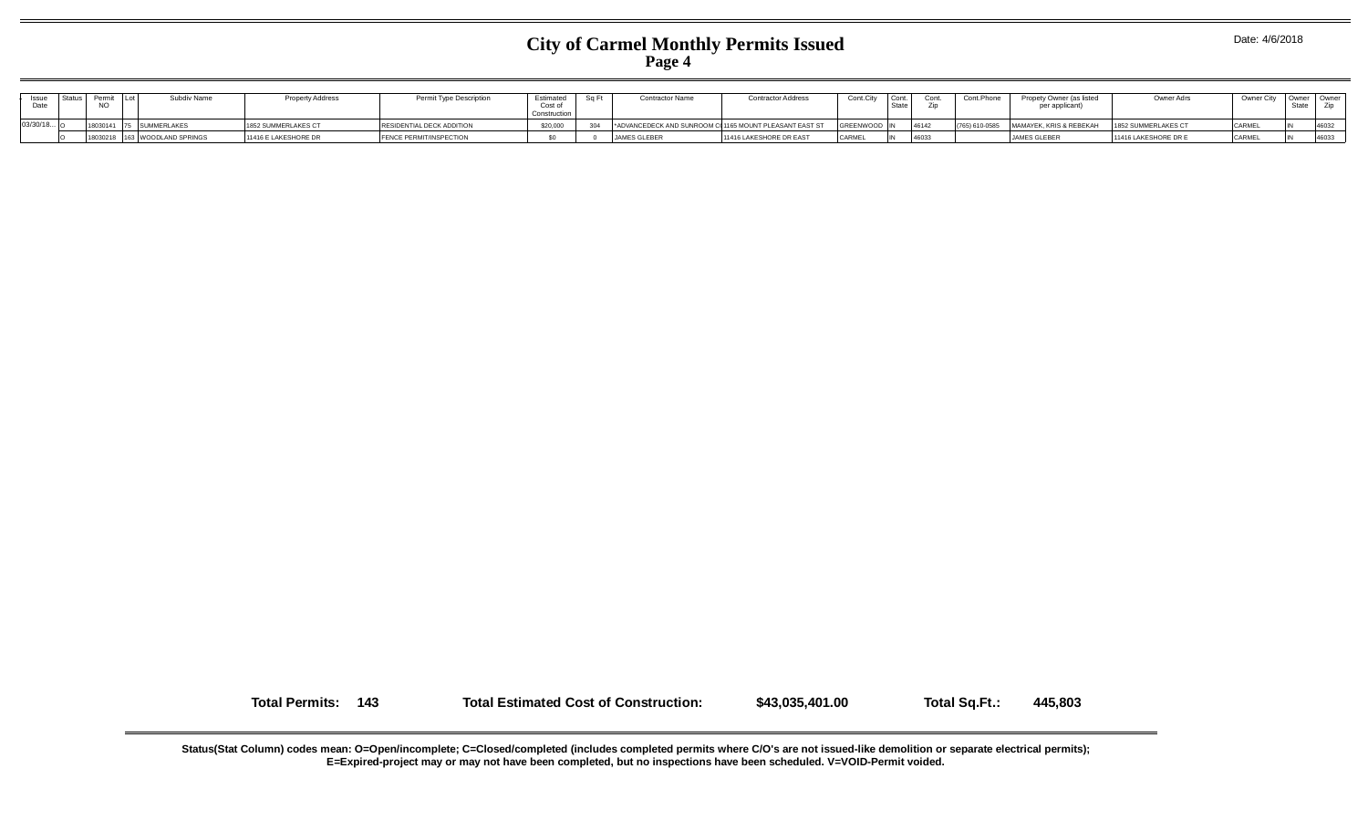# City of Carmel Monthly Permits Issued

**Page 4**

Date: 4/6/2018

| Issue Date | Status | Permit NO | Lot | Subdiv Name | Property Address | Permit Type Description | Estimated Cost of Construction | Sq Ft | Contractor Name | Contractor Address | Cont.City | Cont. State | Cont. Zip | Cont.Phone | Propety Owner (as listed per applicant) | Owner Adrs | Owner City | Owner State | Owner Zip |
|---|---|---|---|---|---|---|---|---|---|---|---|---|---|---|---|---|---|---|---|
| 03/30/18... | O | 18030141 | 75 | SUMMERLAKES | 1852 SUMMERLAKES CT | RESIDENTIAL DECK ADDITION | $20,000 | 304 | *ADVANCEDECK AND SUNROOM C( | 1165 MOUNT PLEASANT EAST ST | GREENWOOD | IN | 46142 | (765) 610-0585 | MAMAYEK, KRIS & REBEKAH | 1852 SUMMERLAKES CT | CARMEL | IN | 46032 |
| | O | 18030218 | 163 | WOODLAND SPRINGS | 11416 E LAKESHORE DR | FENCE PERMIT/INSPECTION | $0 | 0 | JAMES GLEBER | 11416 LAKESHORE DR EAST | CARMEL | IN | 46033 | | JAMES GLEBER | 11416 LAKESHORE DR E | CARMEL | IN | 46033 |

**Total Permits: 143** **Total Estimated Cost of Construction: $43,035,401.00** **Total Sq.Ft.: 445,803**

**Status(Stat Column) codes mean: O=Open/incomplete; C=Closed/completed (includes completed permits where C/O's are not issued-like demolition or separate electrical permits); E=Expired-project may or may not have been completed, but no inspections have been scheduled. V=VOID-Permit voided.**